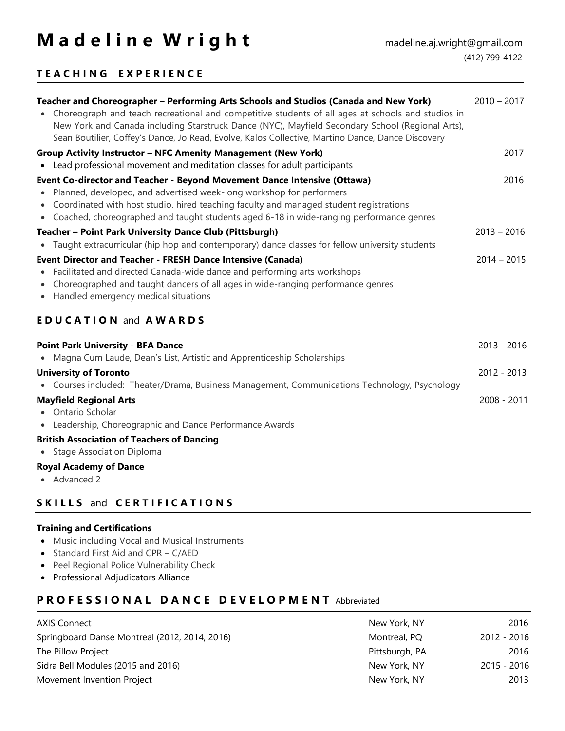# Madeline Wright

madeline.aj.wright@gmail.com
(412) 799-4122

## TEACHING EXPERIENCE

**Teacher and Choreographer – Performing Arts Schools and Studios (Canada and New York)** — 2010 – 2017

- Choreograph and teach recreational and competitive students of all ages at schools and studios in New York and Canada including Starstruck Dance (NYC), Mayfield Secondary School (Regional Arts), Sean Boutilier, Coffey's Dance, Jo Read, Evolve, Kalos Collective, Martino Dance, Dance Discovery

**Group Activity Instructor – NFC Amenity Management (New York)** — 2017

- Lead professional movement and meditation classes for adult participants

**Event Co-director and Teacher - Beyond Movement Dance Intensive (Ottawa)** — 2016

- Planned, developed, and advertised week-long workshop for performers
- Coordinated with host studio. hired teaching faculty and managed student registrations
- Coached, choreographed and taught students aged 6-18 in wide-ranging performance genres

**Teacher – Point Park University Dance Club (Pittsburgh)** — 2013 – 2016

- Taught extracurricular (hip hop and contemporary) dance classes for fellow university students

**Event Director and Teacher - FRESH Dance Intensive (Canada)** — 2014 – 2015

- Facilitated and directed Canada-wide dance and performing arts workshops
- Choreographed and taught dancers of all ages in wide-ranging performance genres
- Handled emergency medical situations

## EDUCATION and AWARDS

**Point Park University - BFA Dance** — 2013 - 2016

- Magna Cum Laude, Dean's List, Artistic and Apprenticeship Scholarships

**University of Toronto** — 2012 - 2013

- Courses included: Theater/Drama, Business Management, Communications Technology, Psychology

**Mayfield Regional Arts** — 2008 - 2011

- Ontario Scholar
- Leadership, Choreographic and Dance Performance Awards

**British Association of Teachers of Dancing**

- Stage Association Diploma

**Royal Academy of Dance**

- Advanced 2

## SKILLS and CERTIFICATIONS

**Training and Certifications**

- Music including Vocal and Musical Instruments
- Standard First Aid and CPR – C/AED
- Peel Regional Police Vulnerability Check
- Professional Adjudicators Alliance

## PROFESSIONAL DANCE DEVELOPMENT Abbreviated

| | | |
|---|---|---|
| AXIS Connect | New York, NY | 2016 |
| Springboard Danse Montreal (2012, 2014, 2016) | Montreal, PQ | 2012 - 2016 |
| The Pillow Project | Pittsburgh, PA | 2016 |
| Sidra Bell Modules (2015 and 2016) | New York, NY | 2015 - 2016 |
| Movement Invention Project | New York, NY | 2013 |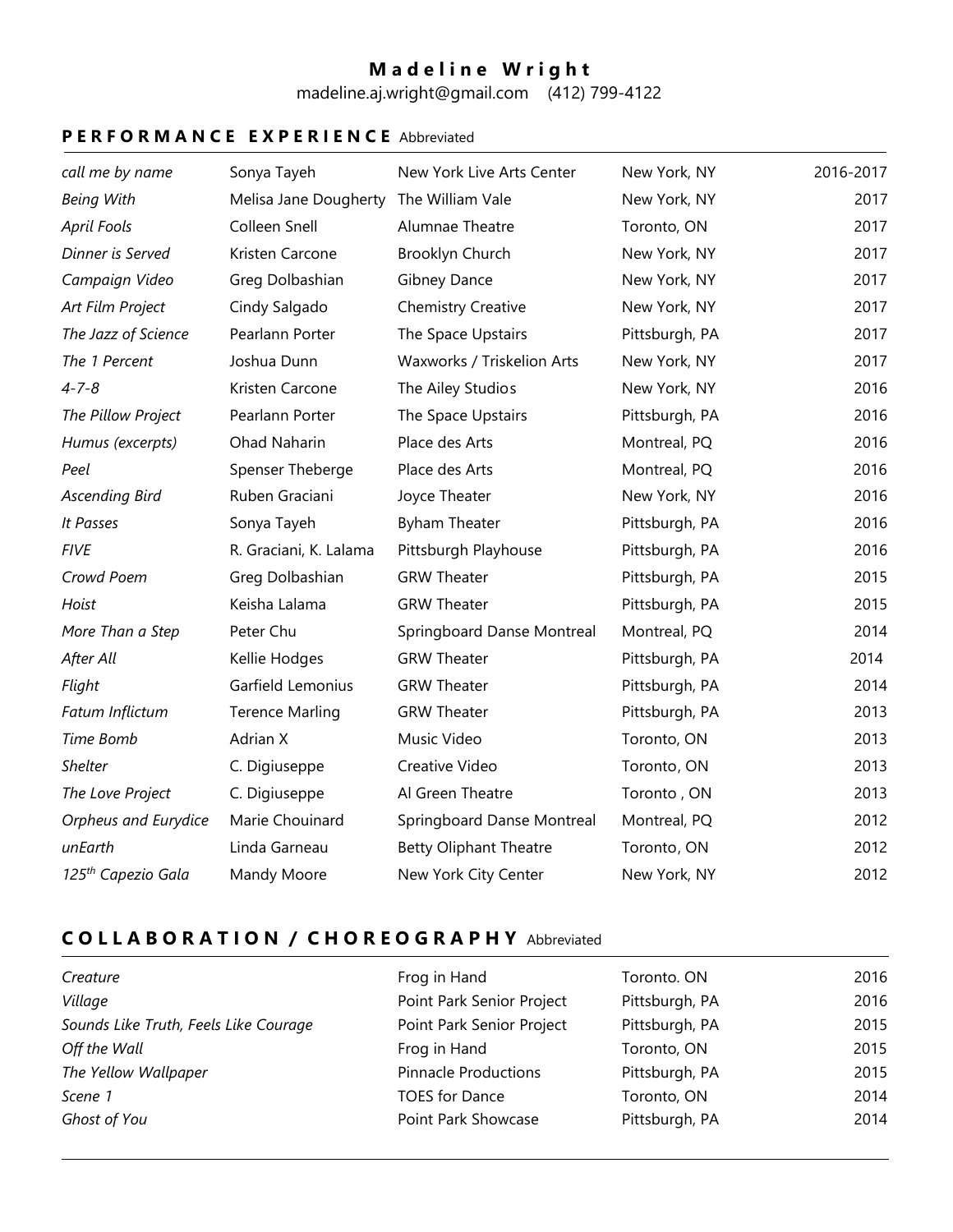# Madeline Wright

madeline.aj.wright@gmail.com (412) 799-4122

## PERFORMANCE EXPERIENCE Abbreviated

| | | | | |
|---|---|---|---|---|
| *call me by name* | Sonya Tayeh | New York Live Arts Center | New York, NY | 2016-2017 |
| *Being With* | Melisa Jane Dougherty | The William Vale | New York, NY | 2017 |
| *April Fools* | Colleen Snell | Alumnae Theatre | Toronto, ON | 2017 |
| *Dinner is Served* | Kristen Carcone | Brooklyn Church | New York, NY | 2017 |
| *Campaign Video* | Greg Dolbashian | Gibney Dance | New York, NY | 2017 |
| *Art Film Project* | Cindy Salgado | Chemistry Creative | New York, NY | 2017 |
| *The Jazz of Science* | Pearlann Porter | The Space Upstairs | Pittsburgh, PA | 2017 |
| *The 1 Percent* | Joshua Dunn | Waxworks / Triskelion Arts | New York, NY | 2017 |
| *4-7-8* | Kristen Carcone | The Ailey Studios | New York, NY | 2016 |
| *The Pillow Project* | Pearlann Porter | The Space Upstairs | Pittsburgh, PA | 2016 |
| *Humus (excerpts)* | Ohad Naharin | Place des Arts | Montreal, PQ | 2016 |
| *Peel* | Spenser Theberge | Place des Arts | Montreal, PQ | 2016 |
| *Ascending Bird* | Ruben Graciani | Joyce Theater | New York, NY | 2016 |
| *It Passes* | Sonya Tayeh | Byham Theater | Pittsburgh, PA | 2016 |
| *FIVE* | R. Graciani, K. Lalama | Pittsburgh Playhouse | Pittsburgh, PA | 2016 |
| *Crowd Poem* | Greg Dolbashian | GRW Theater | Pittsburgh, PA | 2015 |
| *Hoist* | Keisha Lalama | GRW Theater | Pittsburgh, PA | 2015 |
| *More Than a Step* | Peter Chu | Springboard Danse Montreal | Montreal, PQ | 2014 |
| *After All* | Kellie Hodges | GRW Theater | Pittsburgh, PA | 2014 |
| *Flight* | Garfield Lemonius | GRW Theater | Pittsburgh, PA | 2014 |
| *Fatum Inflictum* | Terence Marling | GRW Theater | Pittsburgh, PA | 2013 |
| *Time Bomb* | Adrian X | Music Video | Toronto, ON | 2013 |
| *Shelter* | C. Digiuseppe | Creative Video | Toronto, ON | 2013 |
| *The Love Project* | C. Digiuseppe | Al Green Theatre | Toronto , ON | 2013 |
| *Orpheus and Eurydice* | Marie Chouinard | Springboard Danse Montreal | Montreal, PQ | 2012 |
| *unEarth* | Linda Garneau | Betty Oliphant Theatre | Toronto, ON | 2012 |
| *125th Capezio Gala* | Mandy Moore | New York City Center | New York, NY | 2012 |

## COLLABORATION / CHOREOGRAPHY Abbreviated

| | | | |
|---|---|---|---|
| *Creature* | Frog in Hand | Toronto. ON | 2016 |
| *Village* | Point Park Senior Project | Pittsburgh, PA | 2016 |
| *Sounds Like Truth, Feels Like Courage* | Point Park Senior Project | Pittsburgh, PA | 2015 |
| *Off the Wall* | Frog in Hand | Toronto, ON | 2015 |
| *The Yellow Wallpaper* | Pinnacle Productions | Pittsburgh, PA | 2015 |
| *Scene 1* | TOES for Dance | Toronto, ON | 2014 |
| *Ghost of You* | Point Park Showcase | Pittsburgh, PA | 2014 |